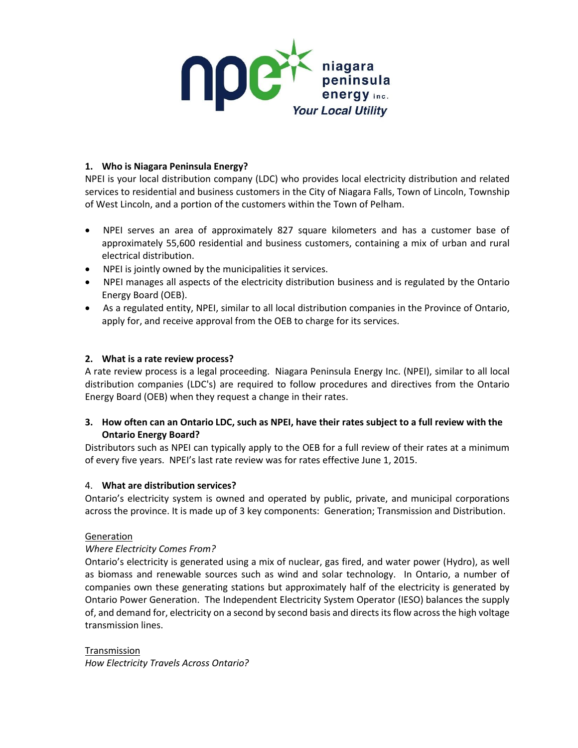niagara peninsula energy inc.
*Your Local Utility*

### 1. Who is Niagara Peninsula Energy?

NPEI is your local distribution company (LDC) who provides local electricity distribution and related services to residential and business customers in the City of Niagara Falls, Town of Lincoln, Township of West Lincoln, and a portion of the customers within the Town of Pelham.

- NPEI serves an area of approximately 827 square kilometers and has a customer base of approximately 55,600 residential and business customers, containing a mix of urban and rural electrical distribution.
- NPEI is jointly owned by the municipalities it services.
- NPEI manages all aspects of the electricity distribution business and is regulated by the Ontario Energy Board (OEB).
- As a regulated entity, NPEI, similar to all local distribution companies in the Province of Ontario, apply for, and receive approval from the OEB to charge for its services.

### 2. What is a rate review process?

A rate review process is a legal proceeding. Niagara Peninsula Energy Inc. (NPEI), similar to all local distribution companies (LDC's) are required to follow procedures and directives from the Ontario Energy Board (OEB) when they request a change in their rates.

### 3. How often can an Ontario LDC, such as NPEI, have their rates subject to a full review with the Ontario Energy Board?

Distributors such as NPEI can typically apply to the OEB for a full review of their rates at a minimum of every five years. NPEI's last rate review was for rates effective June 1, 2015.

### 4. What are distribution services?

Ontario's electricity system is owned and operated by public, private, and municipal corporations across the province. It is made up of 3 key components: Generation; Transmission and Distribution.

<u>Generation</u>

*Where Electricity Comes From?*

Ontario's electricity is generated using a mix of nuclear, gas fired, and water power (Hydro), as well as biomass and renewable sources such as wind and solar technology. In Ontario, a number of companies own these generating stations but approximately half of the electricity is generated by Ontario Power Generation. The Independent Electricity System Operator (IESO) balances the supply of, and demand for, electricity on a second by second basis and directs its flow across the high voltage transmission lines.

<u>Transmission</u>

*How Electricity Travels Across Ontario?*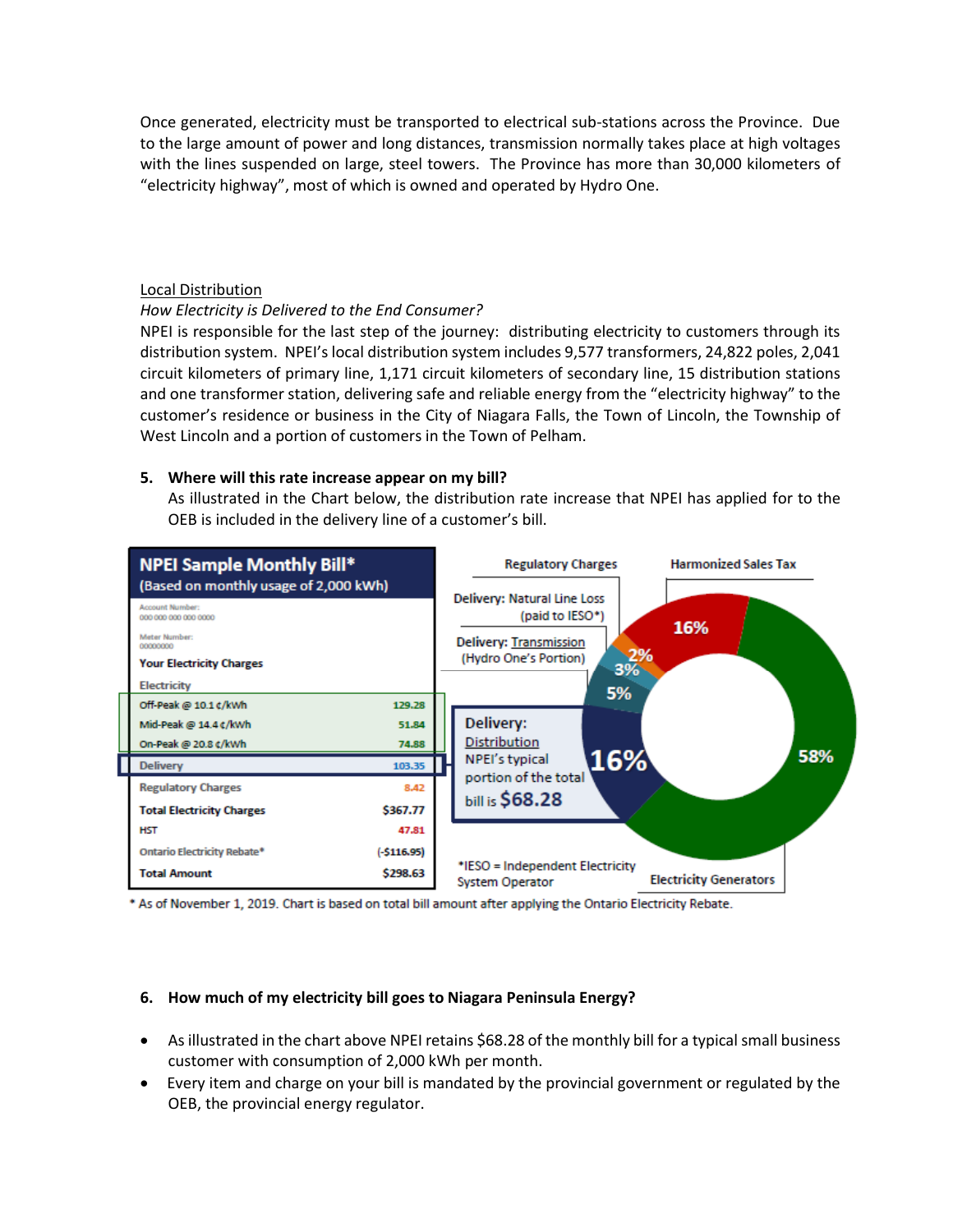Once generated, electricity must be transported to electrical sub-stations across the Province. Due to the large amount of power and long distances, transmission normally takes place at high voltages with the lines suspended on large, steel towers. The Province has more than 30,000 kilometers of "electricity highway", most of which is owned and operated by Hydro One.

Local Distribution

*How Electricity is Delivered to the End Consumer?*

NPEI is responsible for the last step of the journey: distributing electricity to customers through its distribution system. NPEI's local distribution system includes 9,577 transformers, 24,822 poles, 2,041 circuit kilometers of primary line, 1,171 circuit kilometers of secondary line, 15 distribution stations and one transformer station, delivering safe and reliable energy from the "electricity highway" to the customer's residence or business in the City of Niagara Falls, the Town of Lincoln, the Township of West Lincoln and a portion of customers in the Town of Pelham.

**5. Where will this rate increase appear on my bill?**

As illustrated in the Chart below, the distribution rate increase that NPEI has applied for to the OEB is included in the delivery line of a customer's bill.

**NPEI Sample Monthly Bill***
(Based on monthly usage of 2,000 kWh)

Account Number: 000 000 000 000 0000
Meter Number: 00000000

| Your Electricity Charges | |
|---|---|
| Electricity | |
| Off-Peak @ 10.1 ¢/kWh | 129.28 |
| Mid-Peak @ 14.4 ¢/kWh | 51.84 |
| On-Peak @ 20.8 ¢/kWh | 74.88 |
| Delivery | 103.35 |
| Regulatory Charges | 8.42 |
| Total Electricity Charges | $367.77 |
| HST | 47.81 |
| Ontario Electricity Rebate* | (-$116.95) |
| Total Amount | $298.63 |

| Component | Share |
|---|---|
| Electricity Generators | 58% |
| Delivery: Distribution — NPEI's typical portion of the total bill is $68.28 | 16% |
| Delivery: Transmission (Hydro One's Portion) | 5% |
| Delivery: Natural Line Loss (paid to IESO*) | 3% |
| Regulatory Charges | 2% |
| Harmonized Sales Tax | 16% |

*IESO = Independent Electricity System Operator

\* As of November 1, 2019. Chart is based on total bill amount after applying the Ontario Electricity Rebate.

**6. How much of my electricity bill goes to Niagara Peninsula Energy?**

- As illustrated in the chart above NPEI retains $68.28 of the monthly bill for a typical small business customer with consumption of 2,000 kWh per month.
- Every item and charge on your bill is mandated by the provincial government or regulated by the OEB, the provincial energy regulator.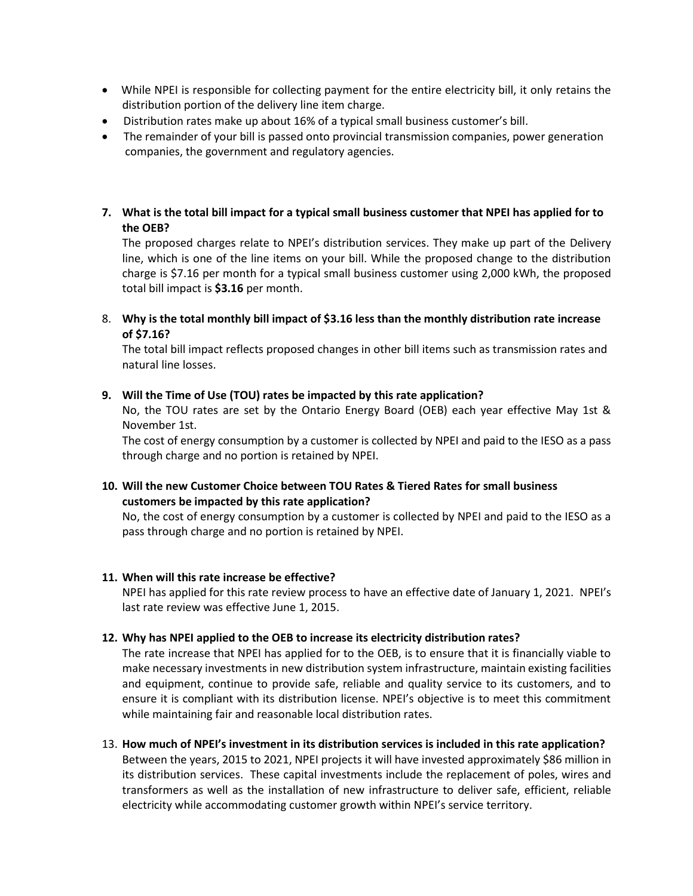- While NPEI is responsible for collecting payment for the entire electricity bill, it only retains the distribution portion of the delivery line item charge.
- Distribution rates make up about 16% of a typical small business customer's bill.
- The remainder of your bill is passed onto provincial transmission companies, power generation companies, the government and regulatory agencies.

7. **What is the total bill impact for a typical small business customer that NPEI has applied for to the OEB?**

   The proposed charges relate to NPEI's distribution services. They make up part of the Delivery line, which is one of the line items on your bill. While the proposed change to the distribution charge is $7.16 per month for a typical small business customer using 2,000 kWh, the proposed total bill impact is **$3.16** per month.

8. **Why is the total monthly bill impact of $3.16 less than the monthly distribution rate increase of $7.16?**

   The total bill impact reflects proposed changes in other bill items such as transmission rates and natural line losses.

9. **Will the Time of Use (TOU) rates be impacted by this rate application?**

   No, the TOU rates are set by the Ontario Energy Board (OEB) each year effective May 1st & November 1st.

   The cost of energy consumption by a customer is collected by NPEI and paid to the IESO as a pass through charge and no portion is retained by NPEI.

10. **Will the new Customer Choice between TOU Rates & Tiered Rates for small business customers be impacted by this rate application?**

    No, the cost of energy consumption by a customer is collected by NPEI and paid to the IESO as a pass through charge and no portion is retained by NPEI.

11. **When will this rate increase be effective?**

    NPEI has applied for this rate review process to have an effective date of January 1, 2021. NPEI's last rate review was effective June 1, 2015.

12. **Why has NPEI applied to the OEB to increase its electricity distribution rates?**

    The rate increase that NPEI has applied for to the OEB, is to ensure that it is financially viable to make necessary investments in new distribution system infrastructure, maintain existing facilities and equipment, continue to provide safe, reliable and quality service to its customers, and to ensure it is compliant with its distribution license. NPEI's objective is to meet this commitment while maintaining fair and reasonable local distribution rates.

13. **How much of NPEI's investment in its distribution services is included in this rate application?**

    Between the years, 2015 to 2021, NPEI projects it will have invested approximately $86 million in its distribution services. These capital investments include the replacement of poles, wires and transformers as well as the installation of new infrastructure to deliver safe, efficient, reliable electricity while accommodating customer growth within NPEI's service territory.